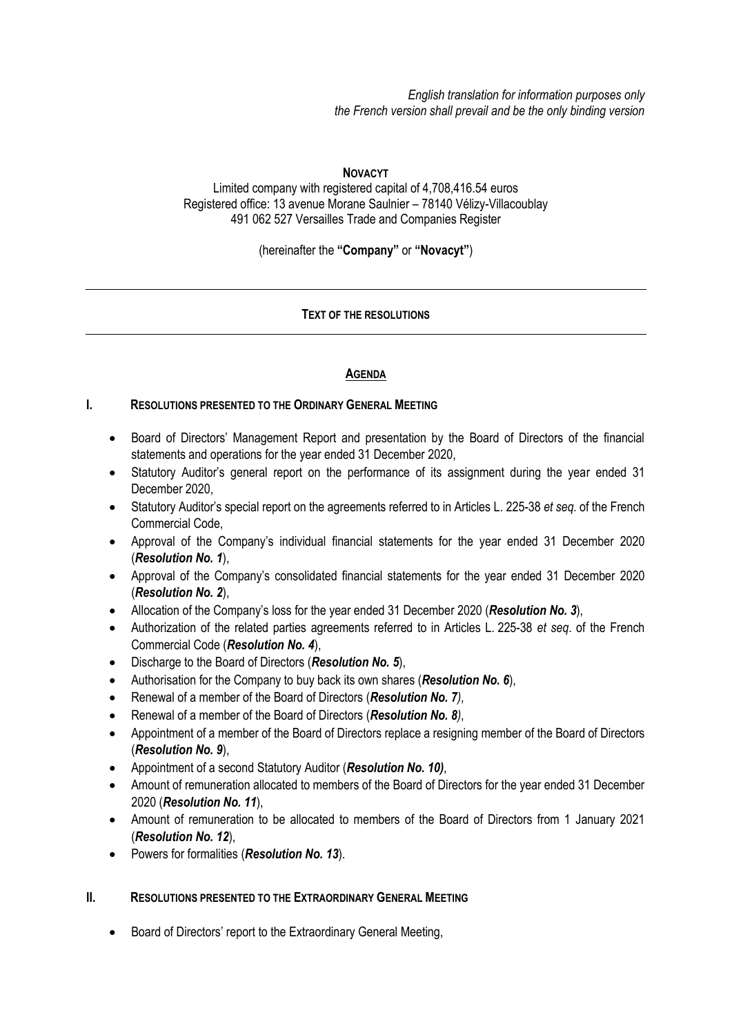*English translation for information purposes only*
*the French version shall prevail and be the only binding version*

**NOVACYT**

Limited company with registered capital of 4,708,416.54 euros
Registered office: 13 avenue Morane Saulnier – 78140 Vélizy-Villacoublay
491 062 527 Versailles Trade and Companies Register

(hereinafter the **"Company"** or **"Novacyt"**)

---

**TEXT OF THE RESOLUTIONS**

---

## AGENDA

### I. RESOLUTIONS PRESENTED TO THE ORDINARY GENERAL MEETING

- Board of Directors' Management Report and presentation by the Board of Directors of the financial statements and operations for the year ended 31 December 2020,
- Statutory Auditor's general report on the performance of its assignment during the year ended 31 December 2020,
- Statutory Auditor's special report on the agreements referred to in Articles L. 225-38 *et seq.* of the French Commercial Code,
- Approval of the Company's individual financial statements for the year ended 31 December 2020 (***Resolution No. 1***),
- Approval of the Company's consolidated financial statements for the year ended 31 December 2020 (***Resolution No. 2***),
- Allocation of the Company's loss for the year ended 31 December 2020 (***Resolution No. 3***),
- Authorization of the related parties agreements referred to in Articles L. 225-38 *et seq*. of the French Commercial Code (***Resolution No. 4***),
- Discharge to the Board of Directors (***Resolution No. 5***),
- Authorisation for the Company to buy back its own shares (***Resolution No. 6***),
- Renewal of a member of the Board of Directors (***Resolution No. 7)***,
- Renewal of a member of the Board of Directors (***Resolution No. 8)***,
- Appointment of a member of the Board of Directors replace a resigning member of the Board of Directors (***Resolution No. 9***),
- Appointment of a second Statutory Auditor (***Resolution No. 10)***,
- Amount of remuneration allocated to members of the Board of Directors for the year ended 31 December 2020 (***Resolution No. 11***),
- Amount of remuneration to be allocated to members of the Board of Directors from 1 January 2021 (***Resolution No. 12***),
- Powers for formalities (***Resolution No. 13***).

### II. RESOLUTIONS PRESENTED TO THE EXTRAORDINARY GENERAL MEETING

- Board of Directors' report to the Extraordinary General Meeting,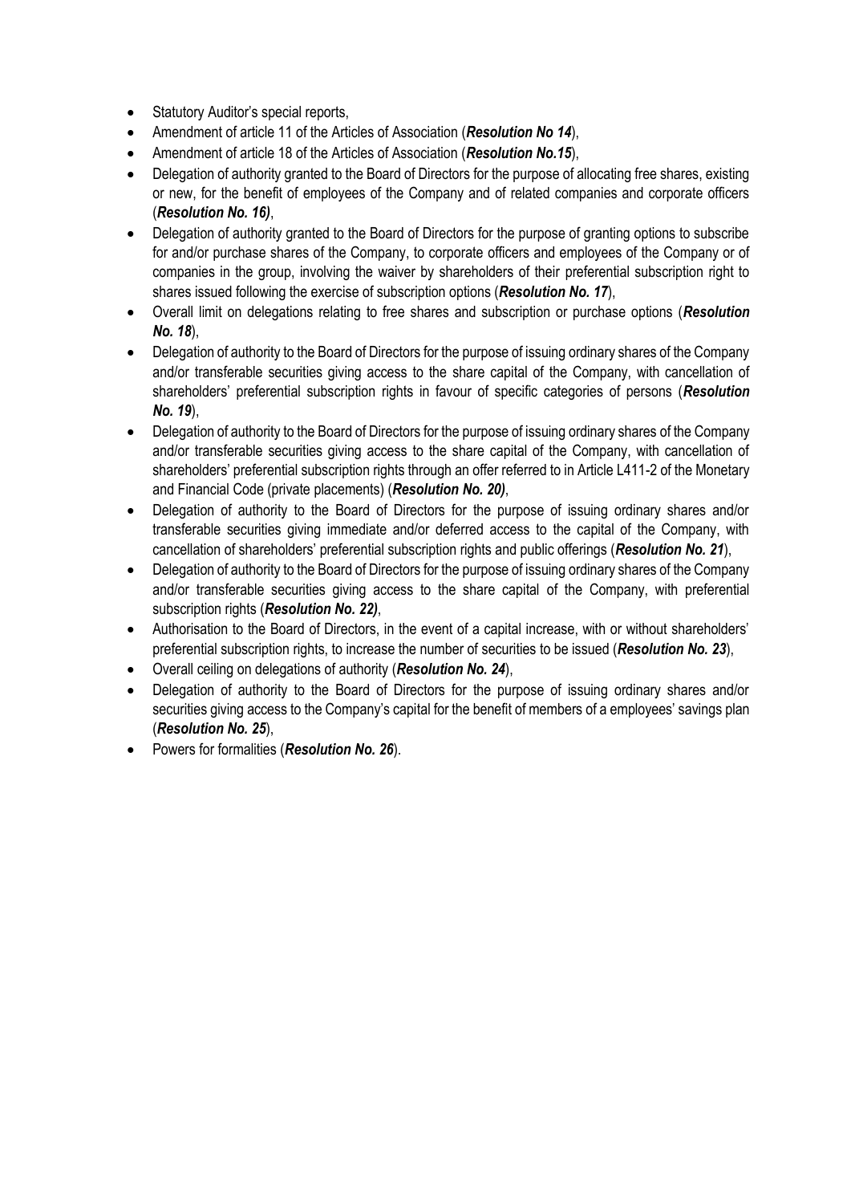- Statutory Auditor's special reports,
- Amendment of article 11 of the Articles of Association (***Resolution No 14***),
- Amendment of article 18 of the Articles of Association (***Resolution No.15***),
- Delegation of authority granted to the Board of Directors for the purpose of allocating free shares, existing or new, for the benefit of employees of the Company and of related companies and corporate officers (***Resolution No. 16)***,
- Delegation of authority granted to the Board of Directors for the purpose of granting options to subscribe for and/or purchase shares of the Company, to corporate officers and employees of the Company or of companies in the group, involving the waiver by shareholders of their preferential subscription right to shares issued following the exercise of subscription options (***Resolution No. 17***),
- Overall limit on delegations relating to free shares and subscription or purchase options (***Resolution No. 18***),
- Delegation of authority to the Board of Directors for the purpose of issuing ordinary shares of the Company and/or transferable securities giving access to the share capital of the Company, with cancellation of shareholders' preferential subscription rights in favour of specific categories of persons (***Resolution No. 19***),
- Delegation of authority to the Board of Directors for the purpose of issuing ordinary shares of the Company and/or transferable securities giving access to the share capital of the Company, with cancellation of shareholders' preferential subscription rights through an offer referred to in Article L411-2 of the Monetary and Financial Code (private placements) (***Resolution No. 20)***,
- Delegation of authority to the Board of Directors for the purpose of issuing ordinary shares and/or transferable securities giving immediate and/or deferred access to the capital of the Company, with cancellation of shareholders' preferential subscription rights and public offerings (***Resolution No. 21***),
- Delegation of authority to the Board of Directors for the purpose of issuing ordinary shares of the Company and/or transferable securities giving access to the share capital of the Company, with preferential subscription rights (***Resolution No. 22)***,
- Authorisation to the Board of Directors, in the event of a capital increase, with or without shareholders' preferential subscription rights, to increase the number of securities to be issued (***Resolution No. 23***),
- Overall ceiling on delegations of authority (***Resolution No. 24***),
- Delegation of authority to the Board of Directors for the purpose of issuing ordinary shares and/or securities giving access to the Company's capital for the benefit of members of a employees' savings plan (***Resolution No. 25***),
- Powers for formalities (***Resolution No. 26***).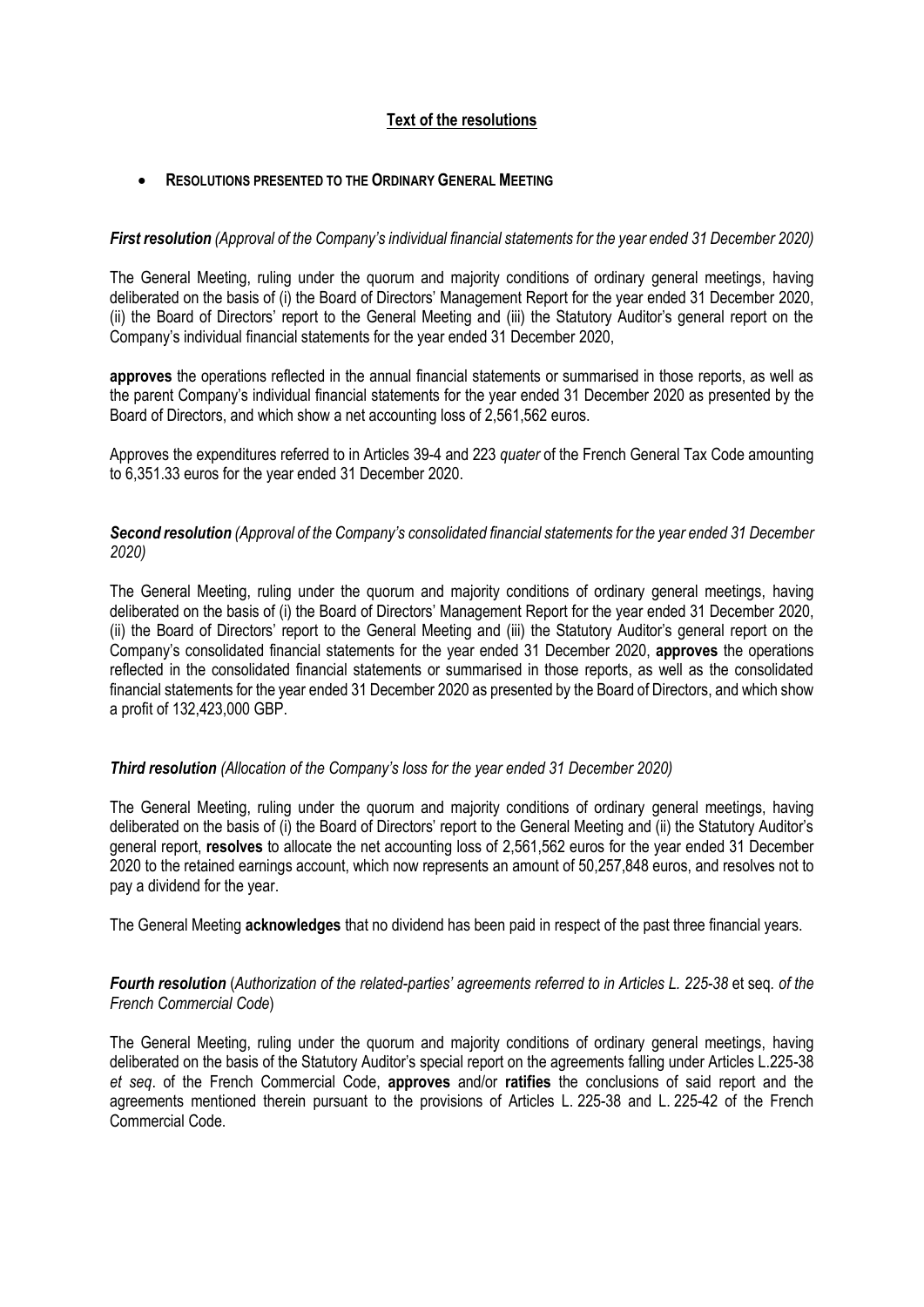## Text of the resolutions

- **RESOLUTIONS PRESENTED TO THE ORDINARY GENERAL MEETING**

***First resolution*** *(Approval of the Company's individual financial statements for the year ended 31 December 2020)*

The General Meeting, ruling under the quorum and majority conditions of ordinary general meetings, having deliberated on the basis of (i) the Board of Directors' Management Report for the year ended 31 December 2020, (ii) the Board of Directors' report to the General Meeting and (iii) the Statutory Auditor's general report on the Company's individual financial statements for the year ended 31 December 2020,

**approves** the operations reflected in the annual financial statements or summarised in those reports, as well as the parent Company's individual financial statements for the year ended 31 December 2020 as presented by the Board of Directors, and which show a net accounting loss of 2,561,562 euros.

Approves the expenditures referred to in Articles 39-4 and 223 *quater* of the French General Tax Code amounting to 6,351.33 euros for the year ended 31 December 2020.

***Second resolution*** *(Approval of the Company's consolidated financial statements for the year ended 31 December 2020)*

The General Meeting, ruling under the quorum and majority conditions of ordinary general meetings, having deliberated on the basis of (i) the Board of Directors' Management Report for the year ended 31 December 2020, (ii) the Board of Directors' report to the General Meeting and (iii) the Statutory Auditor's general report on the Company's consolidated financial statements for the year ended 31 December 2020, **approves** the operations reflected in the consolidated financial statements or summarised in those reports, as well as the consolidated financial statements for the year ended 31 December 2020 as presented by the Board of Directors, and which show a profit of 132,423,000 GBP.

***Third resolution*** *(Allocation of the Company's loss for the year ended 31 December 2020)*

The General Meeting, ruling under the quorum and majority conditions of ordinary general meetings, having deliberated on the basis of (i) the Board of Directors' report to the General Meeting and (ii) the Statutory Auditor's general report, **resolves** to allocate the net accounting loss of 2,561,562 euros for the year ended 31 December 2020 to the retained earnings account, which now represents an amount of 50,257,848 euros, and resolves not to pay a dividend for the year.

The General Meeting **acknowledges** that no dividend has been paid in respect of the past three financial years.

***Fourth resolution*** (*Authorization of the related-parties' agreements referred to in Articles L. 225-38* et seq. *of the French Commercial Code*)

The General Meeting, ruling under the quorum and majority conditions of ordinary general meetings, having deliberated on the basis of the Statutory Auditor's special report on the agreements falling under Articles L.225-38 *et seq*. of the French Commercial Code, **approves** and/or **ratifies** the conclusions of said report and the agreements mentioned therein pursuant to the provisions of Articles L. 225-38 and L. 225-42 of the French Commercial Code.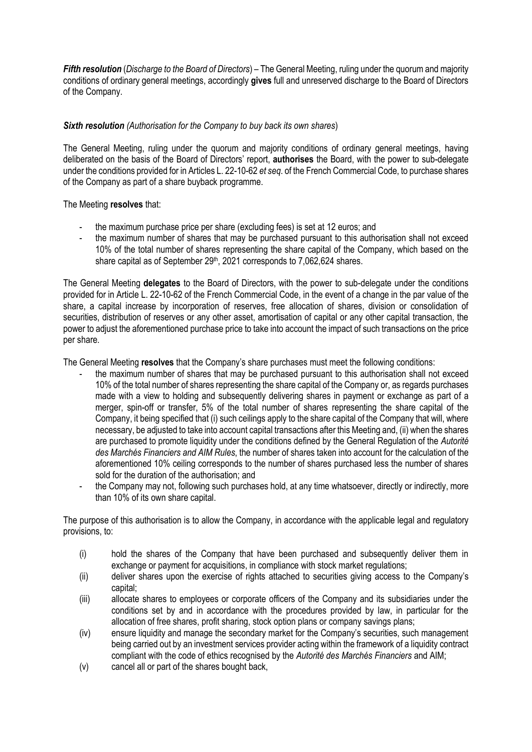***Fifth resolution*** (*Discharge to the Board of Directors*) – The General Meeting, ruling under the quorum and majority conditions of ordinary general meetings, accordingly **gives** full and unreserved discharge to the Board of Directors of the Company.

***Sixth resolution*** *(Authorisation for the Company to buy back its own shares*)

The General Meeting, ruling under the quorum and majority conditions of ordinary general meetings, having deliberated on the basis of the Board of Directors' report, **authorises** the Board, with the power to sub-delegate under the conditions provided for in Articles L. 22-10-62 *et seq.* of the French Commercial Code, to purchase shares of the Company as part of a share buyback programme.

The Meeting **resolves** that:

- the maximum purchase price per share (excluding fees) is set at 12 euros; and
- the maximum number of shares that may be purchased pursuant to this authorisation shall not exceed 10% of the total number of shares representing the share capital of the Company, which based on the share capital as of September 29th, 2021 corresponds to 7,062,624 shares.

The General Meeting **delegates** to the Board of Directors, with the power to sub-delegate under the conditions provided for in Article L. 22-10-62 of the French Commercial Code, in the event of a change in the par value of the share, a capital increase by incorporation of reserves, free allocation of shares, division or consolidation of securities, distribution of reserves or any other asset, amortisation of capital or any other capital transaction, the power to adjust the aforementioned purchase price to take into account the impact of such transactions on the price per share.

The General Meeting **resolves** that the Company's share purchases must meet the following conditions:

- the maximum number of shares that may be purchased pursuant to this authorisation shall not exceed 10% of the total number of shares representing the share capital of the Company or, as regards purchases made with a view to holding and subsequently delivering shares in payment or exchange as part of a merger, spin-off or transfer, 5% of the total number of shares representing the share capital of the Company, it being specified that (i) such ceilings apply to the share capital of the Company that will, where necessary, be adjusted to take into account capital transactions after this Meeting and, (ii) when the shares are purchased to promote liquidity under the conditions defined by the General Regulation of the *Autorité des Marchés Financiers and AIM Rules*, the number of shares taken into account for the calculation of the aforementioned 10% ceiling corresponds to the number of shares purchased less the number of shares sold for the duration of the authorisation; and
- the Company may not, following such purchases hold, at any time whatsoever, directly or indirectly, more than 10% of its own share capital.

The purpose of this authorisation is to allow the Company, in accordance with the applicable legal and regulatory provisions, to:

(i) hold the shares of the Company that have been purchased and subsequently deliver them in exchange or payment for acquisitions, in compliance with stock market regulations;

(ii) deliver shares upon the exercise of rights attached to securities giving access to the Company's capital;

(iii) allocate shares to employees or corporate officers of the Company and its subsidiaries under the conditions set by and in accordance with the procedures provided by law, in particular for the allocation of free shares, profit sharing, stock option plans or company savings plans;

(iv) ensure liquidity and manage the secondary market for the Company's securities, such management being carried out by an investment services provider acting within the framework of a liquidity contract compliant with the code of ethics recognised by the *Autorité des Marchés Financiers* and AIM;

(v) cancel all or part of the shares bought back,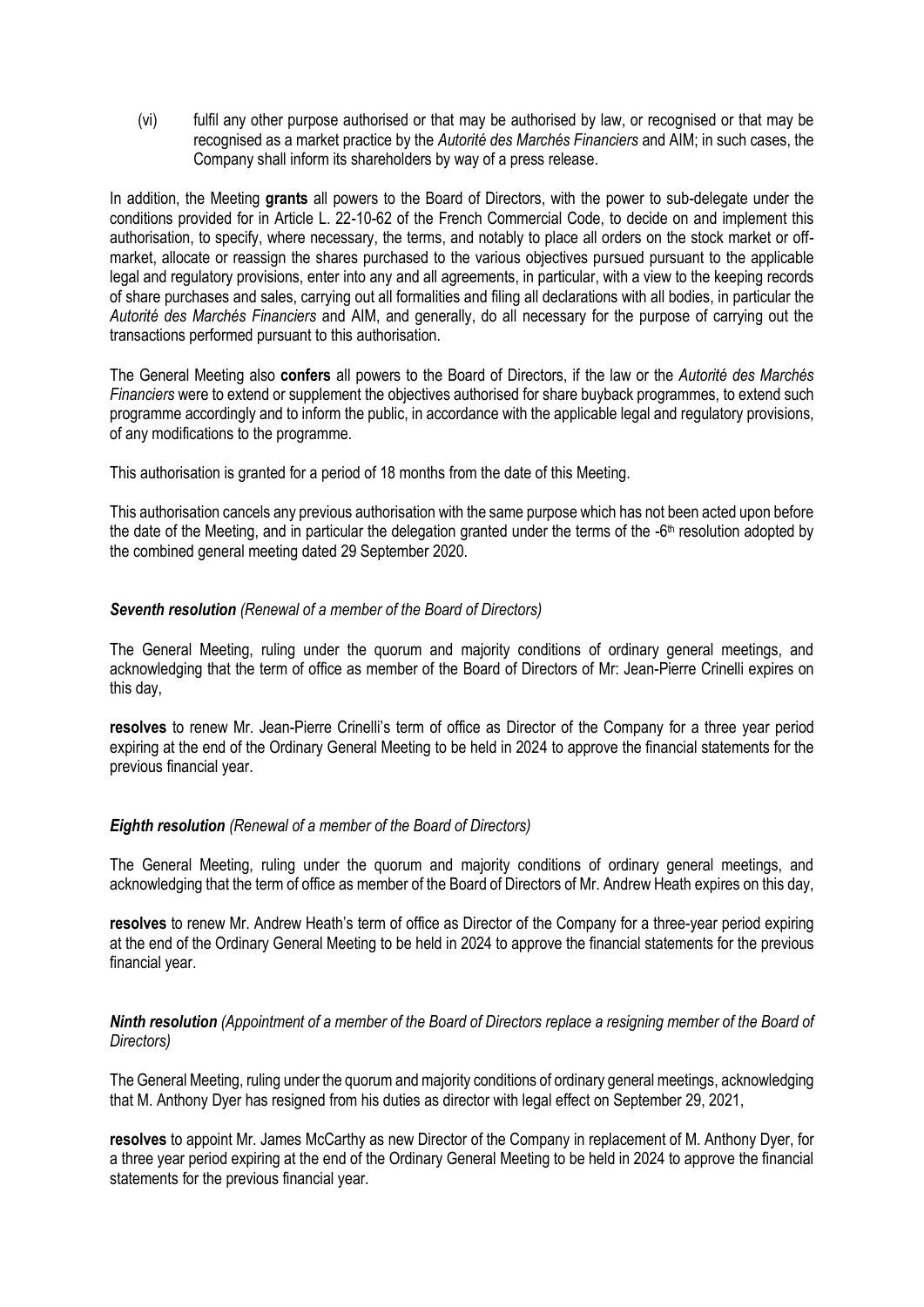(vi) fulfil any other purpose authorised or that may be authorised by law, or recognised or that may be recognised as a market practice by the *Autorité des Marchés Financiers* and AIM; in such cases, the Company shall inform its shareholders by way of a press release.

In addition, the Meeting **grants** all powers to the Board of Directors, with the power to sub-delegate under the conditions provided for in Article L. 22-10-62 of the French Commercial Code, to decide on and implement this authorisation, to specify, where necessary, the terms, and notably to place all orders on the stock market or off-market, allocate or reassign the shares purchased to the various objectives pursued pursuant to the applicable legal and regulatory provisions, enter into any and all agreements, in particular, with a view to the keeping records of share purchases and sales, carrying out all formalities and filing all declarations with all bodies, in particular the *Autorité des Marchés Financiers* and AIM, and generally, do all necessary for the purpose of carrying out the transactions performed pursuant to this authorisation.

The General Meeting also **confers** all powers to the Board of Directors, if the law or the *Autorité des Marchés Financiers* were to extend or supplement the objectives authorised for share buyback programmes, to extend such programme accordingly and to inform the public, in accordance with the applicable legal and regulatory provisions, of any modifications to the programme.

This authorisation is granted for a period of 18 months from the date of this Meeting.

This authorisation cancels any previous authorisation with the same purpose which has not been acted upon before the date of the Meeting, and in particular the delegation granted under the terms of the -6th resolution adopted by the combined general meeting dated 29 September 2020.

***Seventh resolution*** *(Renewal of a member of the Board of Directors)*

The General Meeting, ruling under the quorum and majority conditions of ordinary general meetings, and acknowledging that the term of office as member of the Board of Directors of Mr: Jean-Pierre Crinelli expires on this day,

**resolves** to renew Mr. Jean-Pierre Crinelli's term of office as Director of the Company for a three year period expiring at the end of the Ordinary General Meeting to be held in 2024 to approve the financial statements for the previous financial year.

***Eighth resolution*** *(Renewal of a member of the Board of Directors)*

The General Meeting, ruling under the quorum and majority conditions of ordinary general meetings, and acknowledging that the term of office as member of the Board of Directors of Mr. Andrew Heath expires on this day,

**resolves** to renew Mr. Andrew Heath's term of office as Director of the Company for a three-year period expiring at the end of the Ordinary General Meeting to be held in 2024 to approve the financial statements for the previous financial year.

***Ninth resolution*** *(Appointment of a member of the Board of Directors replace a resigning member of the Board of Directors)*

The General Meeting, ruling under the quorum and majority conditions of ordinary general meetings, acknowledging that M. Anthony Dyer has resigned from his duties as director with legal effect on September 29, 2021,

**resolves** to appoint Mr. James McCarthy as new Director of the Company in replacement of M. Anthony Dyer, for a three year period expiring at the end of the Ordinary General Meeting to be held in 2024 to approve the financial statements for the previous financial year.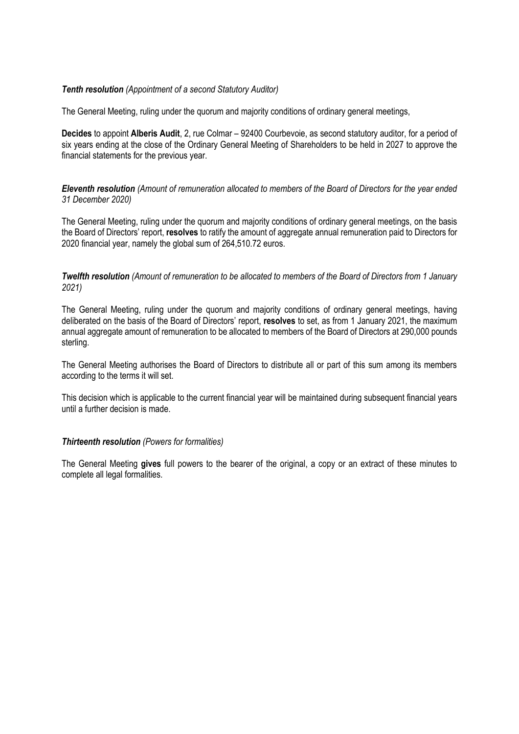***Tenth resolution*** *(Appointment of a second Statutory Auditor)*

The General Meeting, ruling under the quorum and majority conditions of ordinary general meetings,

**Decides** to appoint **Alberis Audit**, 2, rue Colmar – 92400 Courbevoie, as second statutory auditor, for a period of six years ending at the close of the Ordinary General Meeting of Shareholders to be held in 2027 to approve the financial statements for the previous year.

***Eleventh resolution*** *(Amount of remuneration allocated to members of the Board of Directors for the year ended 31 December 2020)*

The General Meeting, ruling under the quorum and majority conditions of ordinary general meetings, on the basis the Board of Directors' report, **resolves** to ratify the amount of aggregate annual remuneration paid to Directors for 2020 financial year, namely the global sum of 264,510.72 euros.

***Twelfth resolution*** *(Amount of remuneration to be allocated to members of the Board of Directors from 1 January 2021)*

The General Meeting, ruling under the quorum and majority conditions of ordinary general meetings, having deliberated on the basis of the Board of Directors' report, **resolves** to set, as from 1 January 2021, the maximum annual aggregate amount of remuneration to be allocated to members of the Board of Directors at 290,000 pounds sterling.

The General Meeting authorises the Board of Directors to distribute all or part of this sum among its members according to the terms it will set.

This decision which is applicable to the current financial year will be maintained during subsequent financial years until a further decision is made.

***Thirteenth resolution*** *(Powers for formalities)*

The General Meeting **gives** full powers to the bearer of the original, a copy or an extract of these minutes to complete all legal formalities.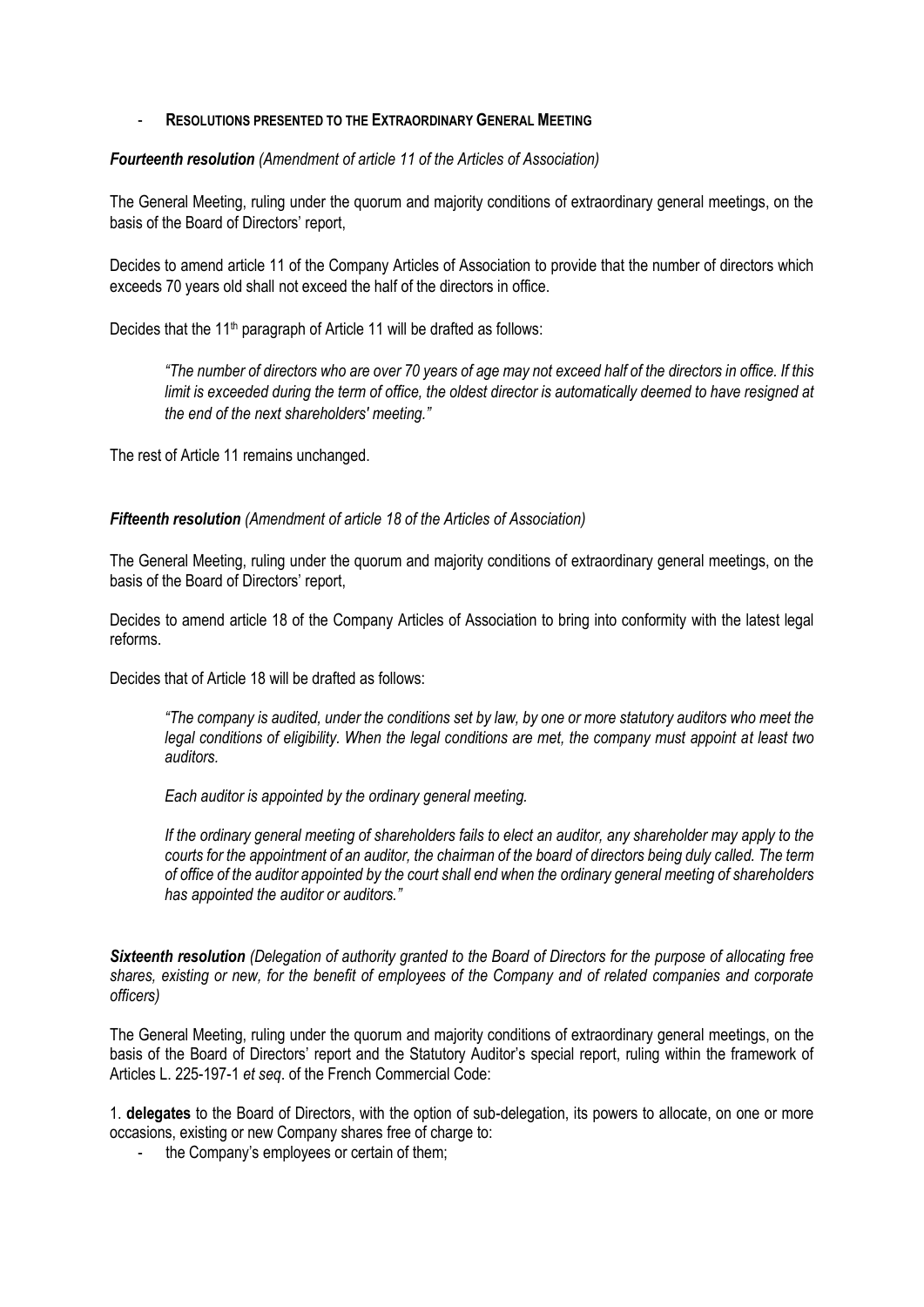- **RESOLUTIONS PRESENTED TO THE EXTRAORDINARY GENERAL MEETING**

***Fourteenth resolution*** *(Amendment of article 11 of the Articles of Association)*

The General Meeting, ruling under the quorum and majority conditions of extraordinary general meetings, on the basis of the Board of Directors' report,

Decides to amend article 11 of the Company Articles of Association to provide that the number of directors which exceeds 70 years old shall not exceed the half of the directors in office.

Decides that the 11th paragraph of Article 11 will be drafted as follows:

> *"The number of directors who are over 70 years of age may not exceed half of the directors in office. If this limit is exceeded during the term of office, the oldest director is automatically deemed to have resigned at the end of the next shareholders' meeting."*

The rest of Article 11 remains unchanged.

***Fifteenth resolution*** *(Amendment of article 18 of the Articles of Association)*

The General Meeting, ruling under the quorum and majority conditions of extraordinary general meetings, on the basis of the Board of Directors' report,

Decides to amend article 18 of the Company Articles of Association to bring into conformity with the latest legal reforms.

Decides that of Article 18 will be drafted as follows:

> *"The company is audited, under the conditions set by law, by one or more statutory auditors who meet the legal conditions of eligibility. When the legal conditions are met, the company must appoint at least two auditors.*
>
> *Each auditor is appointed by the ordinary general meeting.*
>
> *If the ordinary general meeting of shareholders fails to elect an auditor, any shareholder may apply to the courts for the appointment of an auditor, the chairman of the board of directors being duly called. The term of office of the auditor appointed by the court shall end when the ordinary general meeting of shareholders has appointed the auditor or auditors."*

***Sixteenth resolution*** *(Delegation of authority granted to the Board of Directors for the purpose of allocating free shares, existing or new, for the benefit of employees of the Company and of related companies and corporate officers)*

The General Meeting, ruling under the quorum and majority conditions of extraordinary general meetings, on the basis of the Board of Directors' report and the Statutory Auditor's special report, ruling within the framework of Articles L. 225-197-1 *et seq*. of the French Commercial Code:

1. **delegates** to the Board of Directors, with the option of sub-delegation, its powers to allocate, on one or more occasions, existing or new Company shares free of charge to:
   - the Company's employees or certain of them;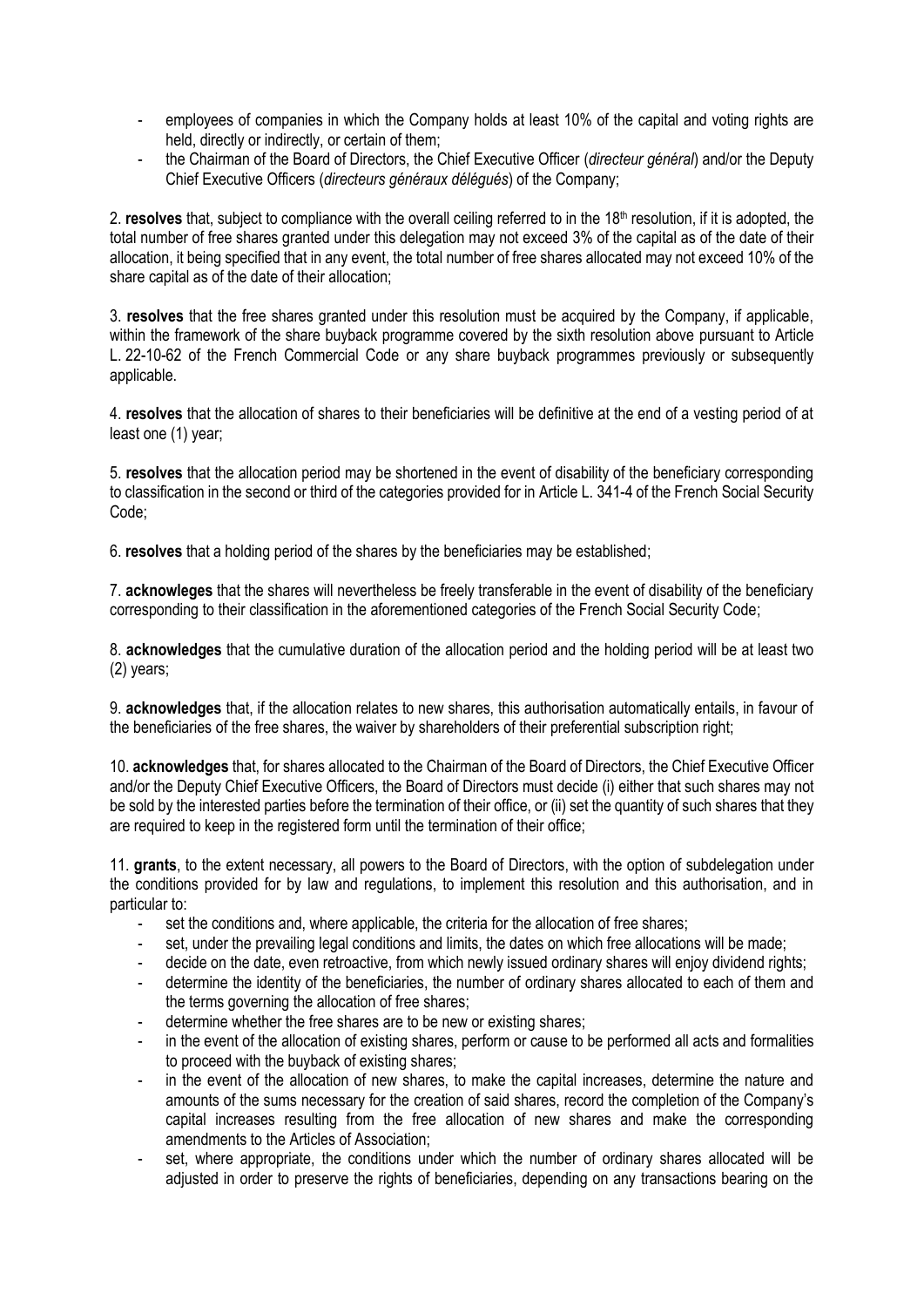- employees of companies in which the Company holds at least 10% of the capital and voting rights are held, directly or indirectly, or certain of them;
- the Chairman of the Board of Directors, the Chief Executive Officer (*directeur général*) and/or the Deputy Chief Executive Officers (*directeurs généraux délégués*) of the Company;

2. **resolves** that, subject to compliance with the overall ceiling referred to in the 18th resolution, if it is adopted, the total number of free shares granted under this delegation may not exceed 3% of the capital as of the date of their allocation, it being specified that in any event, the total number of free shares allocated may not exceed 10% of the share capital as of the date of their allocation;

3. **resolves** that the free shares granted under this resolution must be acquired by the Company, if applicable, within the framework of the share buyback programme covered by the sixth resolution above pursuant to Article L. 22-10-62 of the French Commercial Code or any share buyback programmes previously or subsequently applicable.

4. **resolves** that the allocation of shares to their beneficiaries will be definitive at the end of a vesting period of at least one (1) year;

5. **resolves** that the allocation period may be shortened in the event of disability of the beneficiary corresponding to classification in the second or third of the categories provided for in Article L. 341-4 of the French Social Security Code;

6. **resolves** that a holding period of the shares by the beneficiaries may be established;

7. **acknowleges** that the shares will nevertheless be freely transferable in the event of disability of the beneficiary corresponding to their classification in the aforementioned categories of the French Social Security Code;

8. **acknowledges** that the cumulative duration of the allocation period and the holding period will be at least two (2) years;

9. **acknowledges** that, if the allocation relates to new shares, this authorisation automatically entails, in favour of the beneficiaries of the free shares, the waiver by shareholders of their preferential subscription right;

10. **acknowledges** that, for shares allocated to the Chairman of the Board of Directors, the Chief Executive Officer and/or the Deputy Chief Executive Officers, the Board of Directors must decide (i) either that such shares may not be sold by the interested parties before the termination of their office, or (ii) set the quantity of such shares that they are required to keep in the registered form until the termination of their office;

11. **grants**, to the extent necessary, all powers to the Board of Directors, with the option of subdelegation under the conditions provided for by law and regulations, to implement this resolution and this authorisation, and in particular to:
- set the conditions and, where applicable, the criteria for the allocation of free shares;
- set, under the prevailing legal conditions and limits, the dates on which free allocations will be made;
- decide on the date, even retroactive, from which newly issued ordinary shares will enjoy dividend rights;
- determine the identity of the beneficiaries, the number of ordinary shares allocated to each of them and the terms governing the allocation of free shares;
- determine whether the free shares are to be new or existing shares;
- in the event of the allocation of existing shares, perform or cause to be performed all acts and formalities to proceed with the buyback of existing shares;
- in the event of the allocation of new shares, to make the capital increases, determine the nature and amounts of the sums necessary for the creation of said shares, record the completion of the Company's capital increases resulting from the free allocation of new shares and make the corresponding amendments to the Articles of Association;
- set, where appropriate, the conditions under which the number of ordinary shares allocated will be adjusted in order to preserve the rights of beneficiaries, depending on any transactions bearing on the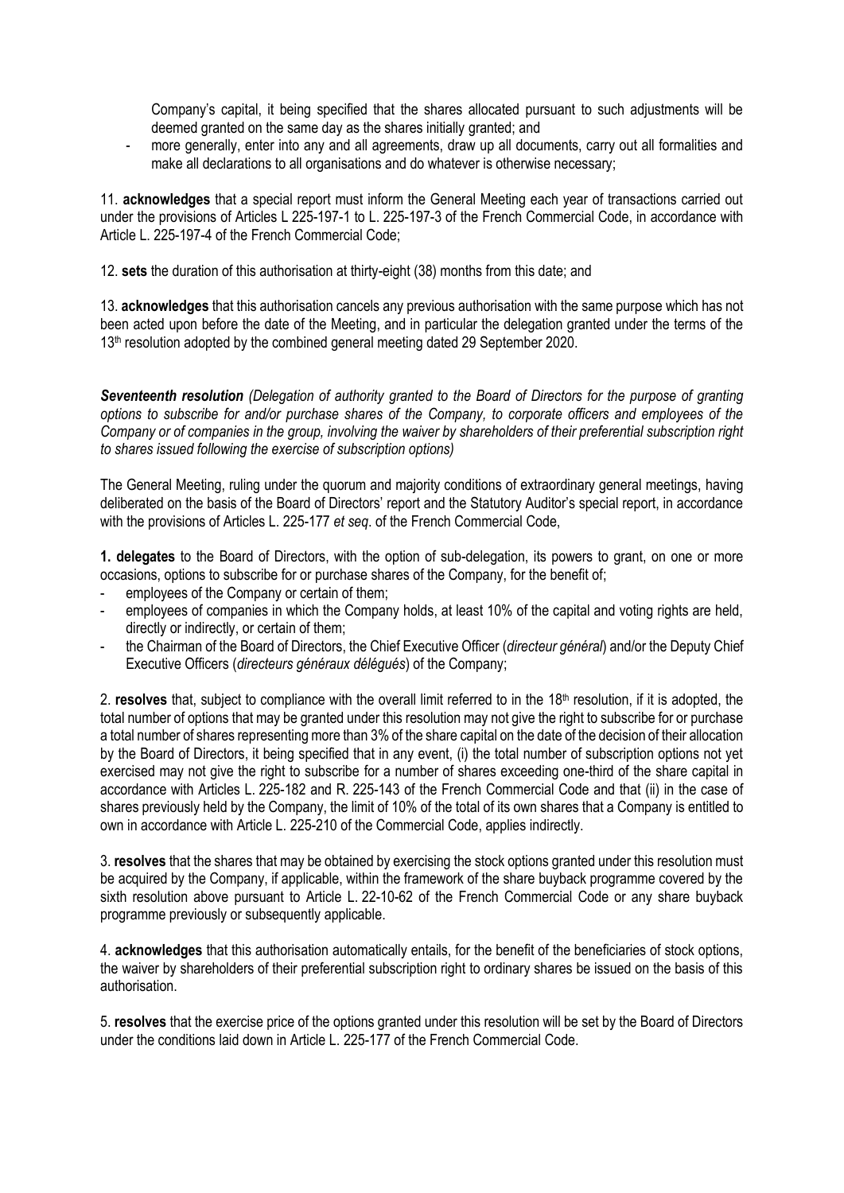Company's capital, it being specified that the shares allocated pursuant to such adjustments will be deemed granted on the same day as the shares initially granted; and

- more generally, enter into any and all agreements, draw up all documents, carry out all formalities and make all declarations to all organisations and do whatever is otherwise necessary;

11. **acknowledges** that a special report must inform the General Meeting each year of transactions carried out under the provisions of Articles L 225-197-1 to L. 225-197-3 of the French Commercial Code, in accordance with Article L. 225-197-4 of the French Commercial Code;

12. **sets** the duration of this authorisation at thirty-eight (38) months from this date; and

13. **acknowledges** that this authorisation cancels any previous authorisation with the same purpose which has not been acted upon before the date of the Meeting, and in particular the delegation granted under the terms of the 13th resolution adopted by the combined general meeting dated 29 September 2020.

***Seventeenth resolution*** *(Delegation of authority granted to the Board of Directors for the purpose of granting options to subscribe for and/or purchase shares of the Company, to corporate officers and employees of the Company or of companies in the group, involving the waiver by shareholders of their preferential subscription right to shares issued following the exercise of subscription options)*

The General Meeting, ruling under the quorum and majority conditions of extraordinary general meetings, having deliberated on the basis of the Board of Directors' report and the Statutory Auditor's special report, in accordance with the provisions of Articles L. 225-177 *et seq*. of the French Commercial Code,

**1. delegates** to the Board of Directors, with the option of sub-delegation, its powers to grant, on one or more occasions, options to subscribe for or purchase shares of the Company, for the benefit of;

- employees of the Company or certain of them;
- employees of companies in which the Company holds, at least 10% of the capital and voting rights are held, directly or indirectly, or certain of them;
- the Chairman of the Board of Directors, the Chief Executive Officer (*directeur général*) and/or the Deputy Chief Executive Officers (*directeurs généraux délégués*) of the Company;

2. **resolves** that, subject to compliance with the overall limit referred to in the 18th resolution, if it is adopted, the total number of options that may be granted under this resolution may not give the right to subscribe for or purchase a total number of shares representing more than 3% of the share capital on the date of the decision of their allocation by the Board of Directors, it being specified that in any event, (i) the total number of subscription options not yet exercised may not give the right to subscribe for a number of shares exceeding one-third of the share capital in accordance with Articles L. 225-182 and R. 225-143 of the French Commercial Code and that (ii) in the case of shares previously held by the Company, the limit of 10% of the total of its own shares that a Company is entitled to own in accordance with Article L. 225-210 of the Commercial Code, applies indirectly.

3. **resolves** that the shares that may be obtained by exercising the stock options granted under this resolution must be acquired by the Company, if applicable, within the framework of the share buyback programme covered by the sixth resolution above pursuant to Article L. 22-10-62 of the French Commercial Code or any share buyback programme previously or subsequently applicable.

4. **acknowledges** that this authorisation automatically entails, for the benefit of the beneficiaries of stock options, the waiver by shareholders of their preferential subscription right to ordinary shares be issued on the basis of this authorisation.

5. **resolves** that the exercise price of the options granted under this resolution will be set by the Board of Directors under the conditions laid down in Article L. 225-177 of the French Commercial Code.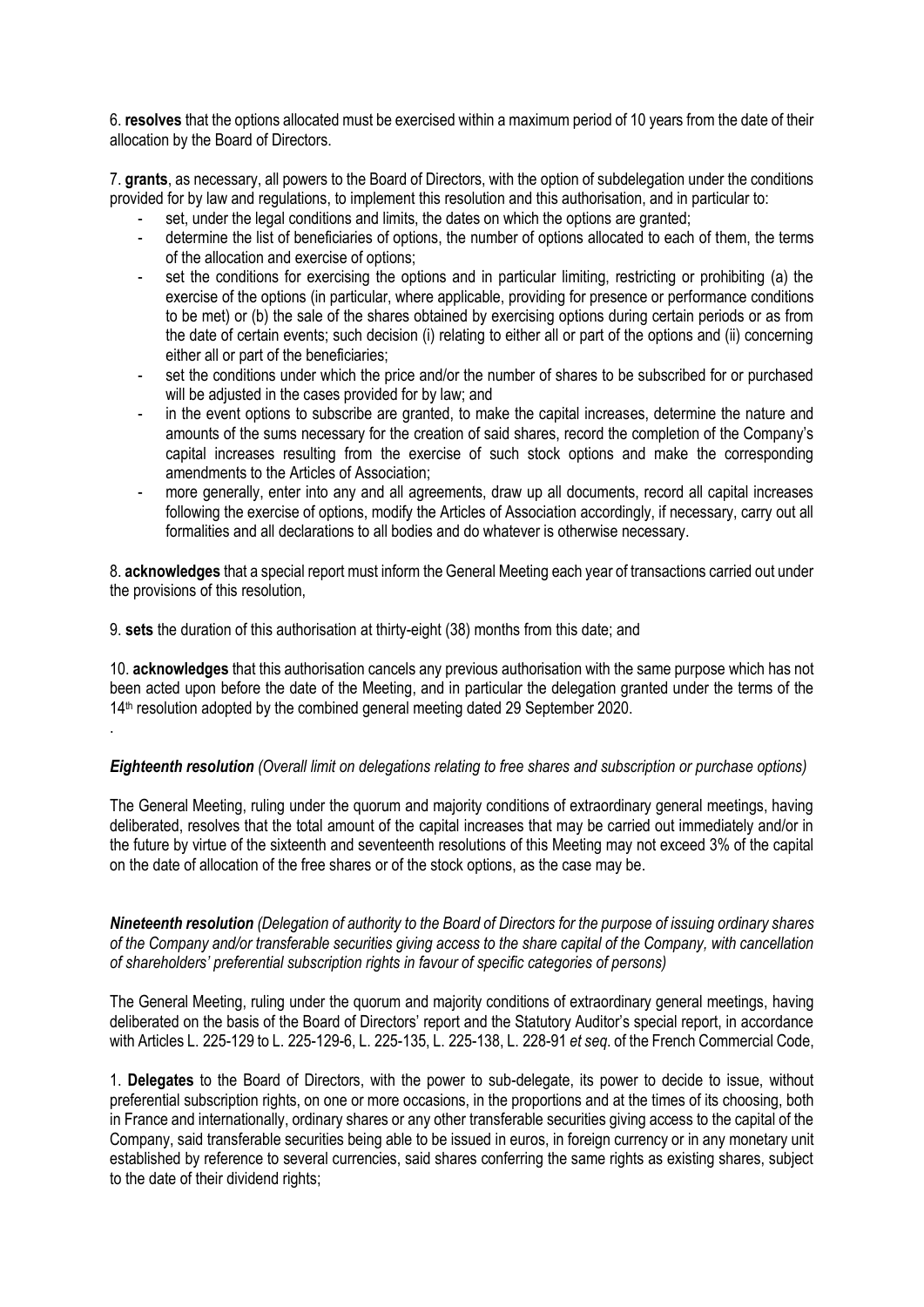6. **resolves** that the options allocated must be exercised within a maximum period of 10 years from the date of their allocation by the Board of Directors.

7. **grants**, as necessary, all powers to the Board of Directors, with the option of subdelegation under the conditions provided for by law and regulations, to implement this resolution and this authorisation, and in particular to:

- set, under the legal conditions and limits, the dates on which the options are granted;
- determine the list of beneficiaries of options, the number of options allocated to each of them, the terms of the allocation and exercise of options;
- set the conditions for exercising the options and in particular limiting, restricting or prohibiting (a) the exercise of the options (in particular, where applicable, providing for presence or performance conditions to be met) or (b) the sale of the shares obtained by exercising options during certain periods or as from the date of certain events; such decision (i) relating to either all or part of the options and (ii) concerning either all or part of the beneficiaries;
- set the conditions under which the price and/or the number of shares to be subscribed for or purchased will be adjusted in the cases provided for by law; and
- in the event options to subscribe are granted, to make the capital increases, determine the nature and amounts of the sums necessary for the creation of said shares, record the completion of the Company's capital increases resulting from the exercise of such stock options and make the corresponding amendments to the Articles of Association;
- more generally, enter into any and all agreements, draw up all documents, record all capital increases following the exercise of options, modify the Articles of Association accordingly, if necessary, carry out all formalities and all declarations to all bodies and do whatever is otherwise necessary.

8. **acknowledges** that a special report must inform the General Meeting each year of transactions carried out under the provisions of this resolution,

9. **sets** the duration of this authorisation at thirty-eight (38) months from this date; and

10. **acknowledges** that this authorisation cancels any previous authorisation with the same purpose which has not been acted upon before the date of the Meeting, and in particular the delegation granted under the terms of the 14th resolution adopted by the combined general meeting dated 29 September 2020.

.

***Eighteenth resolution*** *(Overall limit on delegations relating to free shares and subscription or purchase options)*

The General Meeting, ruling under the quorum and majority conditions of extraordinary general meetings, having deliberated, resolves that the total amount of the capital increases that may be carried out immediately and/or in the future by virtue of the sixteenth and seventeenth resolutions of this Meeting may not exceed 3% of the capital on the date of allocation of the free shares or of the stock options, as the case may be.

***Nineteenth resolution (Delegation of authority to the Board of Directors for the purpose of issuing ordinary shares of the Company and/or transferable securities giving access to the share capital of the Company, with cancellation of shareholders' preferential subscription rights in favour of specific categories of persons)***

The General Meeting, ruling under the quorum and majority conditions of extraordinary general meetings, having deliberated on the basis of the Board of Directors' report and the Statutory Auditor's special report, in accordance with Articles L. 225-129 to L. 225-129-6, L. 225-135, L. 225-138, L. 228-91 *et seq*. of the French Commercial Code,

1. **Delegates** to the Board of Directors, with the power to sub-delegate, its power to decide to issue, without preferential subscription rights, on one or more occasions, in the proportions and at the times of its choosing, both in France and internationally, ordinary shares or any other transferable securities giving access to the capital of the Company, said transferable securities being able to be issued in euros, in foreign currency or in any monetary unit established by reference to several currencies, said shares conferring the same rights as existing shares, subject to the date of their dividend rights;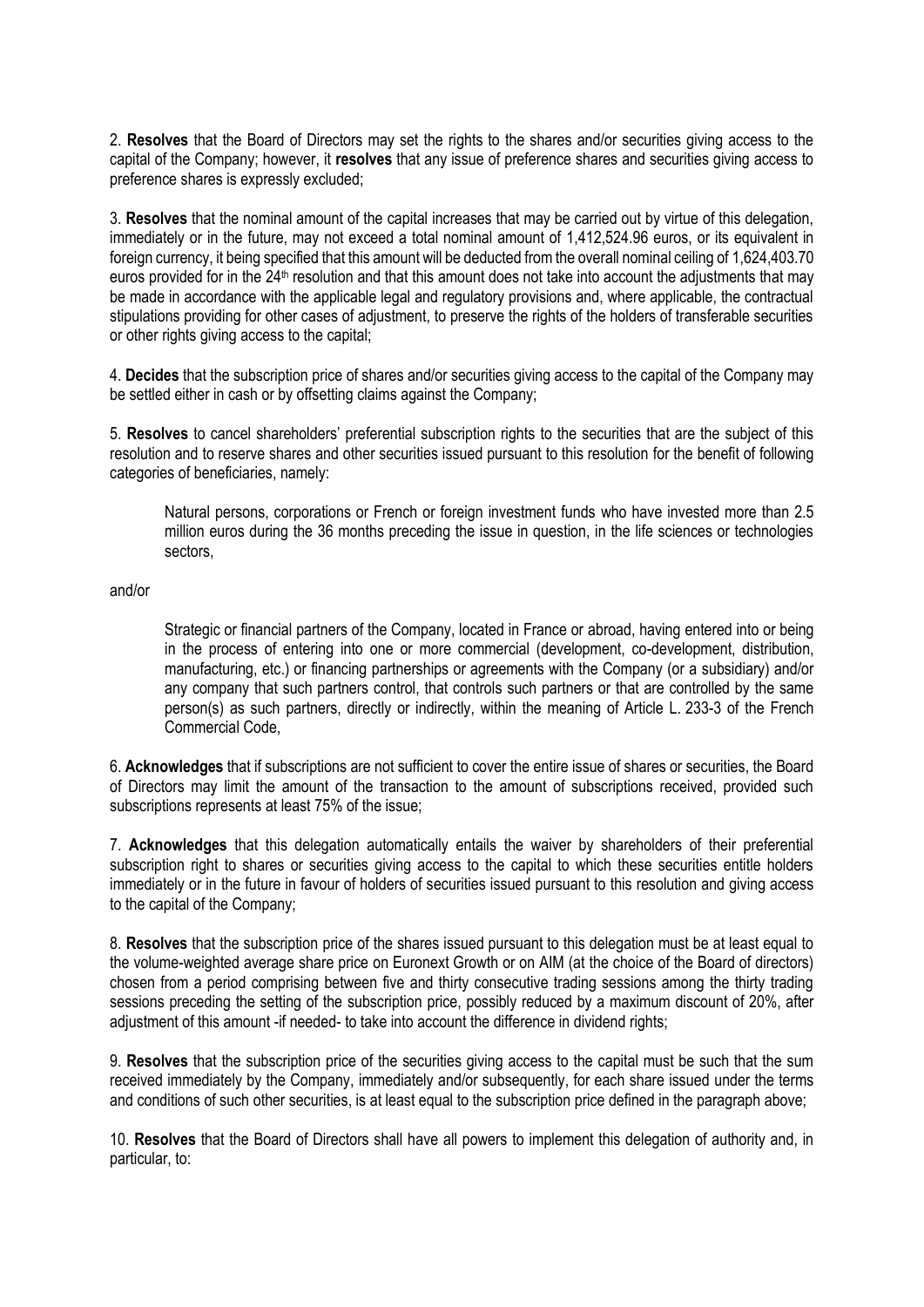2. **Resolves** that the Board of Directors may set the rights to the shares and/or securities giving access to the capital of the Company; however, it **resolves** that any issue of preference shares and securities giving access to preference shares is expressly excluded;

3. **Resolves** that the nominal amount of the capital increases that may be carried out by virtue of this delegation, immediately or in the future, may not exceed a total nominal amount of 1,412,524.96 euros, or its equivalent in foreign currency, it being specified that this amount will be deducted from the overall nominal ceiling of 1,624,403.70 euros provided for in the 24th resolution and that this amount does not take into account the adjustments that may be made in accordance with the applicable legal and regulatory provisions and, where applicable, the contractual stipulations providing for other cases of adjustment, to preserve the rights of the holders of transferable securities or other rights giving access to the capital;

4. **Decides** that the subscription price of shares and/or securities giving access to the capital of the Company may be settled either in cash or by offsetting claims against the Company;

5. **Resolves** to cancel shareholders' preferential subscription rights to the securities that are the subject of this resolution and to reserve shares and other securities issued pursuant to this resolution for the benefit of following categories of beneficiaries, namely:

> Natural persons, corporations or French or foreign investment funds who have invested more than 2.5 million euros during the 36 months preceding the issue in question, in the life sciences or technologies sectors,

and/or

> Strategic or financial partners of the Company, located in France or abroad, having entered into or being in the process of entering into one or more commercial (development, co-development, distribution, manufacturing, etc.) or financing partnerships or agreements with the Company (or a subsidiary) and/or any company that such partners control, that controls such partners or that are controlled by the same person(s) as such partners, directly or indirectly, within the meaning of Article L. 233-3 of the French Commercial Code,

6. **Acknowledges** that if subscriptions are not sufficient to cover the entire issue of shares or securities, the Board of Directors may limit the amount of the transaction to the amount of subscriptions received, provided such subscriptions represents at least 75% of the issue;

7. **Acknowledges** that this delegation automatically entails the waiver by shareholders of their preferential subscription right to shares or securities giving access to the capital to which these securities entitle holders immediately or in the future in favour of holders of securities issued pursuant to this resolution and giving access to the capital of the Company;

8. **Resolves** that the subscription price of the shares issued pursuant to this delegation must be at least equal to the volume-weighted average share price on Euronext Growth or on AIM (at the choice of the Board of directors) chosen from a period comprising between five and thirty consecutive trading sessions among the thirty trading sessions preceding the setting of the subscription price, possibly reduced by a maximum discount of 20%, after adjustment of this amount -if needed- to take into account the difference in dividend rights;

9. **Resolves** that the subscription price of the securities giving access to the capital must be such that the sum received immediately by the Company, immediately and/or subsequently, for each share issued under the terms and conditions of such other securities, is at least equal to the subscription price defined in the paragraph above;

10. **Resolves** that the Board of Directors shall have all powers to implement this delegation of authority and, in particular, to: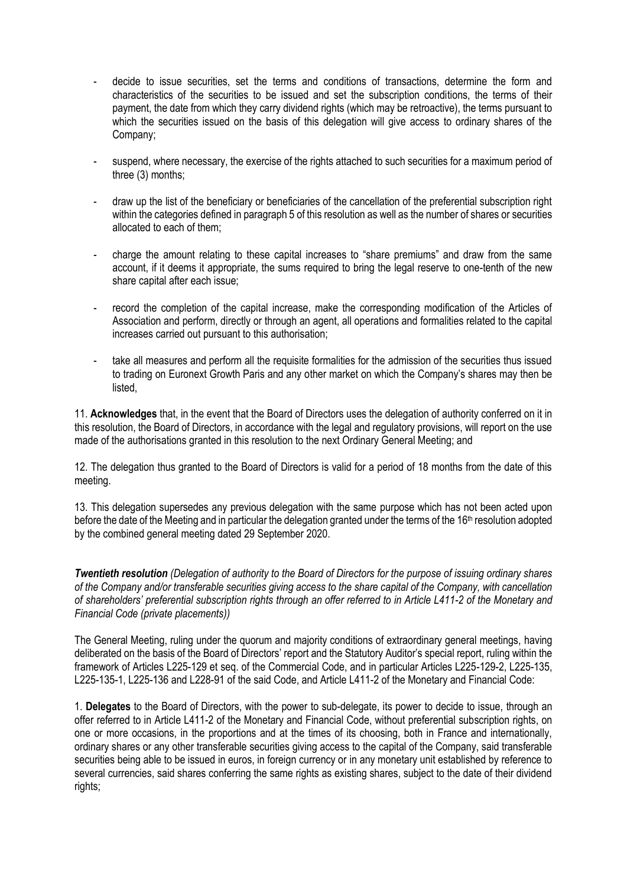- decide to issue securities, set the terms and conditions of transactions, determine the form and characteristics of the securities to be issued and set the subscription conditions, the terms of their payment, the date from which they carry dividend rights (which may be retroactive), the terms pursuant to which the securities issued on the basis of this delegation will give access to ordinary shares of the Company;
- suspend, where necessary, the exercise of the rights attached to such securities for a maximum period of three (3) months;
- draw up the list of the beneficiary or beneficiaries of the cancellation of the preferential subscription right within the categories defined in paragraph 5 of this resolution as well as the number of shares or securities allocated to each of them;
- charge the amount relating to these capital increases to "share premiums" and draw from the same account, if it deems it appropriate, the sums required to bring the legal reserve to one-tenth of the new share capital after each issue;
- record the completion of the capital increase, make the corresponding modification of the Articles of Association and perform, directly or through an agent, all operations and formalities related to the capital increases carried out pursuant to this authorisation;
- take all measures and perform all the requisite formalities for the admission of the securities thus issued to trading on Euronext Growth Paris and any other market on which the Company's shares may then be listed,

11. **Acknowledges** that, in the event that the Board of Directors uses the delegation of authority conferred on it in this resolution, the Board of Directors, in accordance with the legal and regulatory provisions, will report on the use made of the authorisations granted in this resolution to the next Ordinary General Meeting; and

12. The delegation thus granted to the Board of Directors is valid for a period of 18 months from the date of this meeting.

13. This delegation supersedes any previous delegation with the same purpose which has not been acted upon before the date of the Meeting and in particular the delegation granted under the terms of the 16th resolution adopted by the combined general meeting dated 29 September 2020.

***Twentieth resolution** (Delegation of authority to the Board of Directors for the purpose of issuing ordinary shares of the Company and/or transferable securities giving access to the share capital of the Company, with cancellation of shareholders' preferential subscription rights through an offer referred to in Article L411-2 of the Monetary and Financial Code (private placements))*

The General Meeting, ruling under the quorum and majority conditions of extraordinary general meetings, having deliberated on the basis of the Board of Directors' report and the Statutory Auditor's special report, ruling within the framework of Articles L225-129 et seq. of the Commercial Code, and in particular Articles L225-129-2, L225-135, L225-135-1, L225-136 and L228-91 of the said Code, and Article L411-2 of the Monetary and Financial Code:

1. **Delegates** to the Board of Directors, with the power to sub-delegate, its power to decide to issue, through an offer referred to in Article L411-2 of the Monetary and Financial Code, without preferential subscription rights, on one or more occasions, in the proportions and at the times of its choosing, both in France and internationally, ordinary shares or any other transferable securities giving access to the capital of the Company, said transferable securities being able to be issued in euros, in foreign currency or in any monetary unit established by reference to several currencies, said shares conferring the same rights as existing shares, subject to the date of their dividend rights;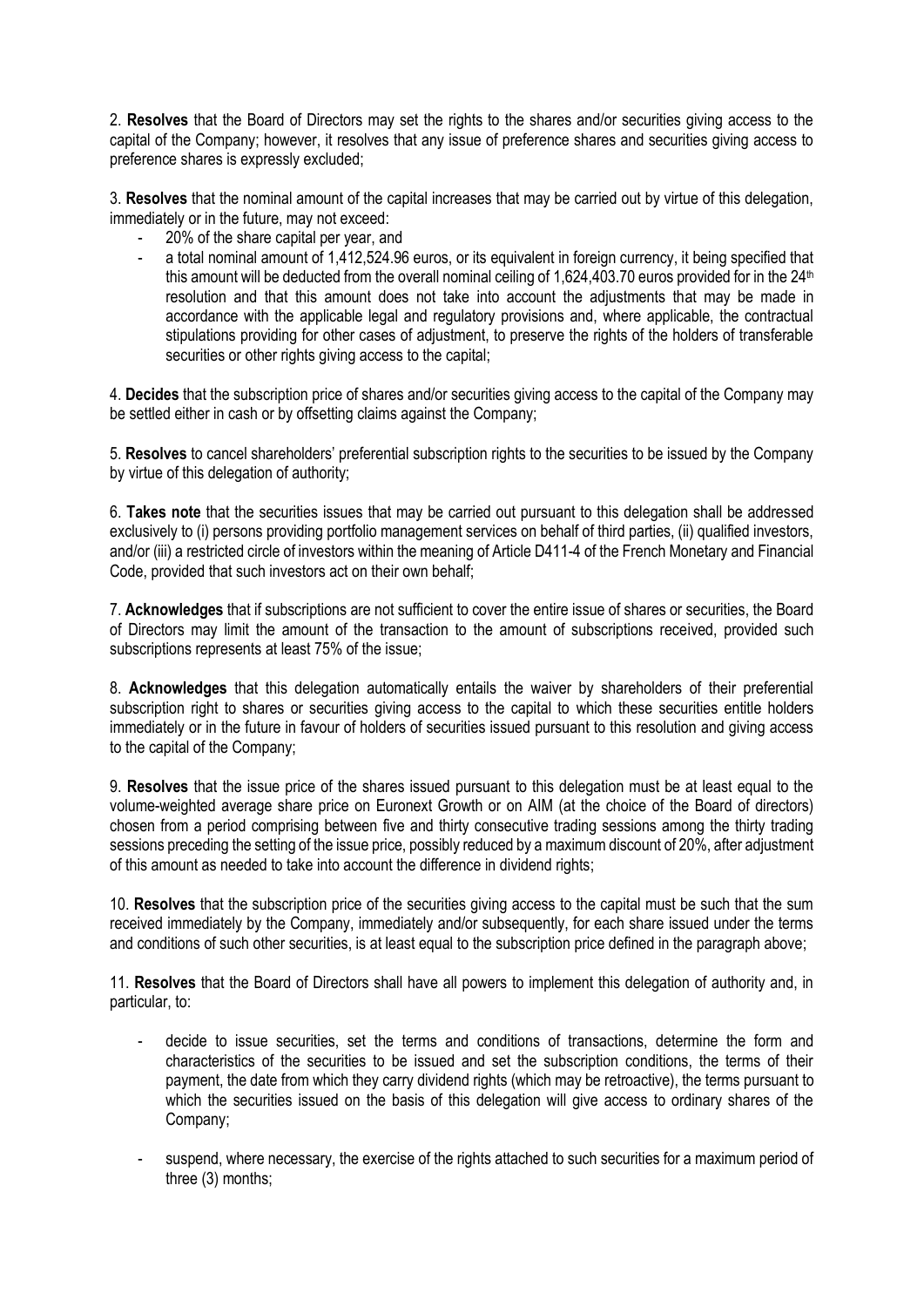2. **Resolves** that the Board of Directors may set the rights to the shares and/or securities giving access to the capital of the Company; however, it resolves that any issue of preference shares and securities giving access to preference shares is expressly excluded;

3. **Resolves** that the nominal amount of the capital increases that may be carried out by virtue of this delegation, immediately or in the future, may not exceed:

- 20% of the share capital per year, and
- a total nominal amount of 1,412,524.96 euros, or its equivalent in foreign currency, it being specified that this amount will be deducted from the overall nominal ceiling of 1,624,403.70 euros provided for in the 24th resolution and that this amount does not take into account the adjustments that may be made in accordance with the applicable legal and regulatory provisions and, where applicable, the contractual stipulations providing for other cases of adjustment, to preserve the rights of the holders of transferable securities or other rights giving access to the capital;

4. **Decides** that the subscription price of shares and/or securities giving access to the capital of the Company may be settled either in cash or by offsetting claims against the Company;

5. **Resolves** to cancel shareholders' preferential subscription rights to the securities to be issued by the Company by virtue of this delegation of authority;

6. **Takes note** that the securities issues that may be carried out pursuant to this delegation shall be addressed exclusively to (i) persons providing portfolio management services on behalf of third parties, (ii) qualified investors, and/or (iii) a restricted circle of investors within the meaning of Article D411-4 of the French Monetary and Financial Code, provided that such investors act on their own behalf;

7. **Acknowledges** that if subscriptions are not sufficient to cover the entire issue of shares or securities, the Board of Directors may limit the amount of the transaction to the amount of subscriptions received, provided such subscriptions represents at least 75% of the issue;

8. **Acknowledges** that this delegation automatically entails the waiver by shareholders of their preferential subscription right to shares or securities giving access to the capital to which these securities entitle holders immediately or in the future in favour of holders of securities issued pursuant to this resolution and giving access to the capital of the Company;

9. **Resolves** that the issue price of the shares issued pursuant to this delegation must be at least equal to the volume-weighted average share price on Euronext Growth or on AIM (at the choice of the Board of directors) chosen from a period comprising between five and thirty consecutive trading sessions among the thirty trading sessions preceding the setting of the issue price, possibly reduced by a maximum discount of 20%, after adjustment of this amount as needed to take into account the difference in dividend rights;

10. **Resolves** that the subscription price of the securities giving access to the capital must be such that the sum received immediately by the Company, immediately and/or subsequently, for each share issued under the terms and conditions of such other securities, is at least equal to the subscription price defined in the paragraph above;

11. **Resolves** that the Board of Directors shall have all powers to implement this delegation of authority and, in particular, to:

- decide to issue securities, set the terms and conditions of transactions, determine the form and characteristics of the securities to be issued and set the subscription conditions, the terms of their payment, the date from which they carry dividend rights (which may be retroactive), the terms pursuant to which the securities issued on the basis of this delegation will give access to ordinary shares of the Company;
- suspend, where necessary, the exercise of the rights attached to such securities for a maximum period of three (3) months;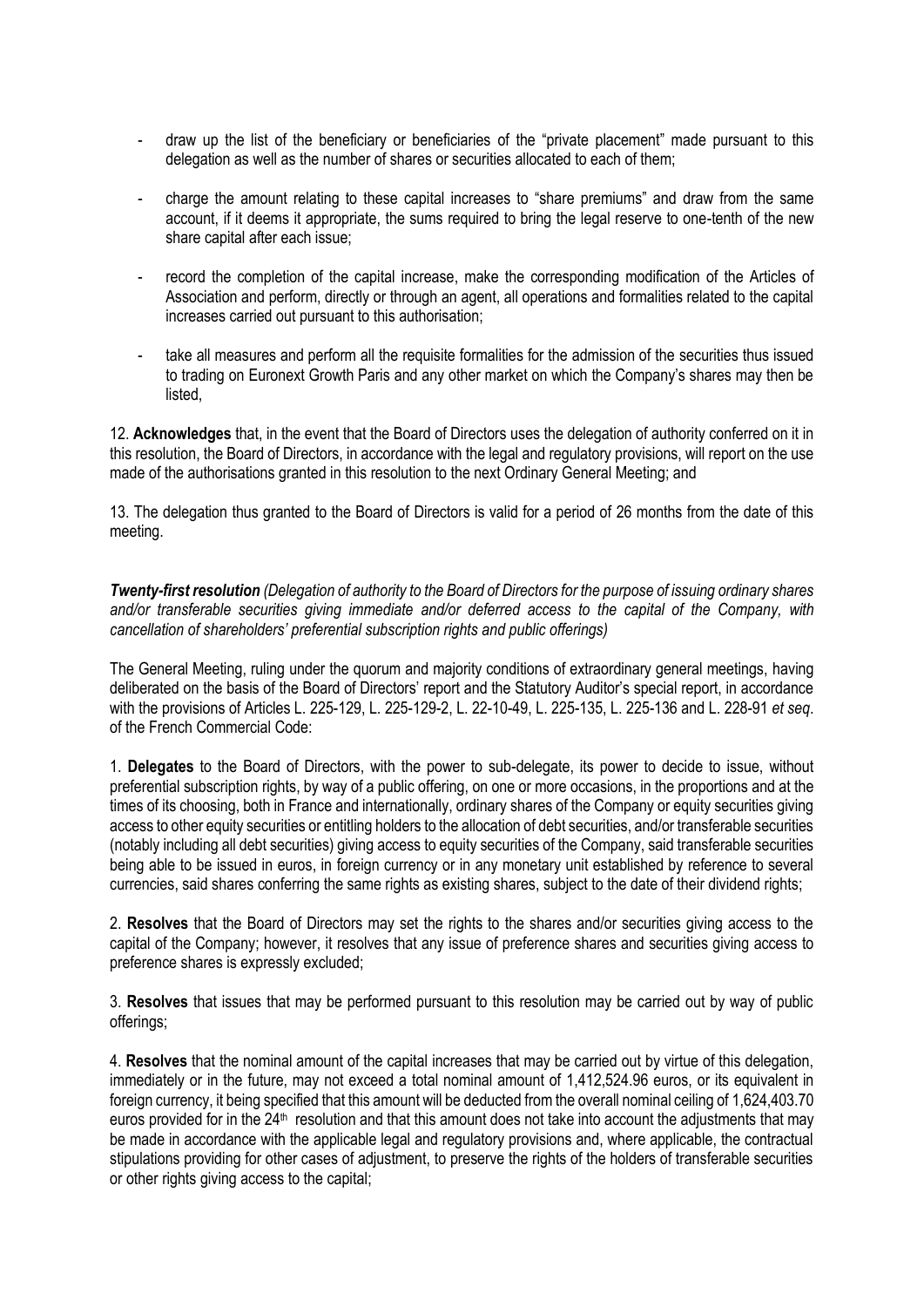- draw up the list of the beneficiary or beneficiaries of the "private placement" made pursuant to this delegation as well as the number of shares or securities allocated to each of them;

- charge the amount relating to these capital increases to "share premiums" and draw from the same account, if it deems it appropriate, the sums required to bring the legal reserve to one-tenth of the new share capital after each issue;

- record the completion of the capital increase, make the corresponding modification of the Articles of Association and perform, directly or through an agent, all operations and formalities related to the capital increases carried out pursuant to this authorisation;

- take all measures and perform all the requisite formalities for the admission of the securities thus issued to trading on Euronext Growth Paris and any other market on which the Company's shares may then be listed,

12. **Acknowledges** that, in the event that the Board of Directors uses the delegation of authority conferred on it in this resolution, the Board of Directors, in accordance with the legal and regulatory provisions, will report on the use made of the authorisations granted in this resolution to the next Ordinary General Meeting; and

13. The delegation thus granted to the Board of Directors is valid for a period of 26 months from the date of this meeting.

***Twenty-first resolution*** *(Delegation of authority to the Board of Directors for the purpose of issuing ordinary shares and/or transferable securities giving immediate and/or deferred access to the capital of the Company, with cancellation of shareholders' preferential subscription rights and public offerings)*

The General Meeting, ruling under the quorum and majority conditions of extraordinary general meetings, having deliberated on the basis of the Board of Directors' report and the Statutory Auditor's special report, in accordance with the provisions of Articles L. 225-129, L. 225-129-2, L. 22-10-49, L. 225-135, L. 225-136 and L. 228-91 *et seq*. of the French Commercial Code:

1. **Delegates** to the Board of Directors, with the power to sub-delegate, its power to decide to issue, without preferential subscription rights, by way of a public offering, on one or more occasions, in the proportions and at the times of its choosing, both in France and internationally, ordinary shares of the Company or equity securities giving access to other equity securities or entitling holders to the allocation of debt securities, and/or transferable securities (notably including all debt securities) giving access to equity securities of the Company, said transferable securities being able to be issued in euros, in foreign currency or in any monetary unit established by reference to several currencies, said shares conferring the same rights as existing shares, subject to the date of their dividend rights;

2. **Resolves** that the Board of Directors may set the rights to the shares and/or securities giving access to the capital of the Company; however, it resolves that any issue of preference shares and securities giving access to preference shares is expressly excluded;

3. **Resolves** that issues that may be performed pursuant to this resolution may be carried out by way of public offerings;

4. **Resolves** that the nominal amount of the capital increases that may be carried out by virtue of this delegation, immediately or in the future, may not exceed a total nominal amount of 1,412,524.96 euros, or its equivalent in foreign currency, it being specified that this amount will be deducted from the overall nominal ceiling of 1,624,403.70 euros provided for in the 24th resolution and that this amount does not take into account the adjustments that may be made in accordance with the applicable legal and regulatory provisions and, where applicable, the contractual stipulations providing for other cases of adjustment, to preserve the rights of the holders of transferable securities or other rights giving access to the capital;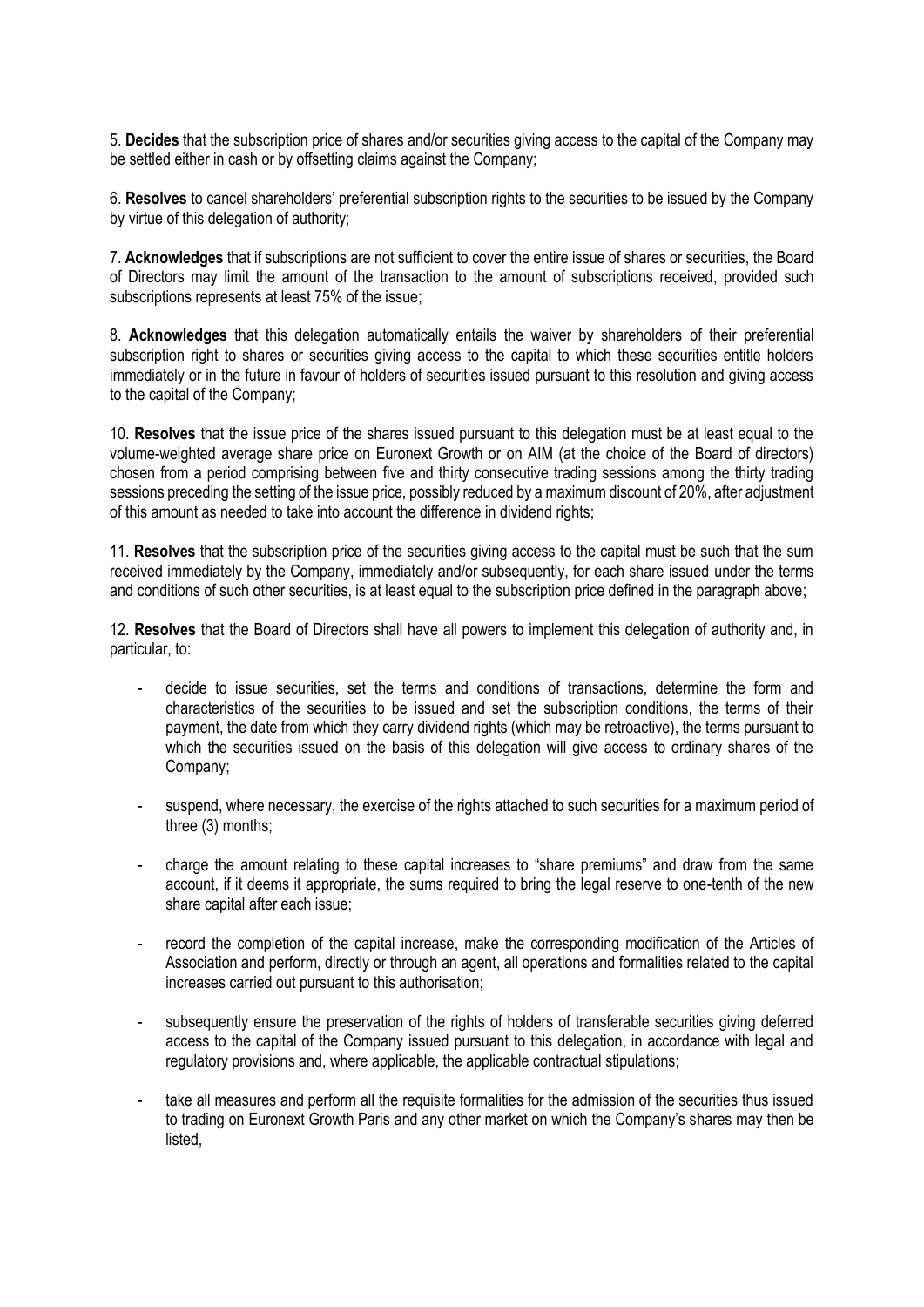5. **Decides** that the subscription price of shares and/or securities giving access to the capital of the Company may be settled either in cash or by offsetting claims against the Company;

6. **Resolves** to cancel shareholders' preferential subscription rights to the securities to be issued by the Company by virtue of this delegation of authority;

7. **Acknowledges** that if subscriptions are not sufficient to cover the entire issue of shares or securities, the Board of Directors may limit the amount of the transaction to the amount of subscriptions received, provided such subscriptions represents at least 75% of the issue;

8. **Acknowledges** that this delegation automatically entails the waiver by shareholders of their preferential subscription right to shares or securities giving access to the capital to which these securities entitle holders immediately or in the future in favour of holders of securities issued pursuant to this resolution and giving access to the capital of the Company;

10. **Resolves** that the issue price of the shares issued pursuant to this delegation must be at least equal to the volume-weighted average share price on Euronext Growth or on AIM (at the choice of the Board of directors) chosen from a period comprising between five and thirty consecutive trading sessions among the thirty trading sessions preceding the setting of the issue price, possibly reduced by a maximum discount of 20%, after adjustment of this amount as needed to take into account the difference in dividend rights;

11. **Resolves** that the subscription price of the securities giving access to the capital must be such that the sum received immediately by the Company, immediately and/or subsequently, for each share issued under the terms and conditions of such other securities, is at least equal to the subscription price defined in the paragraph above;

12. **Resolves** that the Board of Directors shall have all powers to implement this delegation of authority and, in particular, to:

- decide to issue securities, set the terms and conditions of transactions, determine the form and characteristics of the securities to be issued and set the subscription conditions, the terms of their payment, the date from which they carry dividend rights (which may be retroactive), the terms pursuant to which the securities issued on the basis of this delegation will give access to ordinary shares of the Company;

- suspend, where necessary, the exercise of the rights attached to such securities for a maximum period of three (3) months;

- charge the amount relating to these capital increases to "share premiums" and draw from the same account, if it deems it appropriate, the sums required to bring the legal reserve to one-tenth of the new share capital after each issue;

- record the completion of the capital increase, make the corresponding modification of the Articles of Association and perform, directly or through an agent, all operations and formalities related to the capital increases carried out pursuant to this authorisation;

- subsequently ensure the preservation of the rights of holders of transferable securities giving deferred access to the capital of the Company issued pursuant to this delegation, in accordance with legal and regulatory provisions and, where applicable, the applicable contractual stipulations;

- take all measures and perform all the requisite formalities for the admission of the securities thus issued to trading on Euronext Growth Paris and any other market on which the Company's shares may then be listed,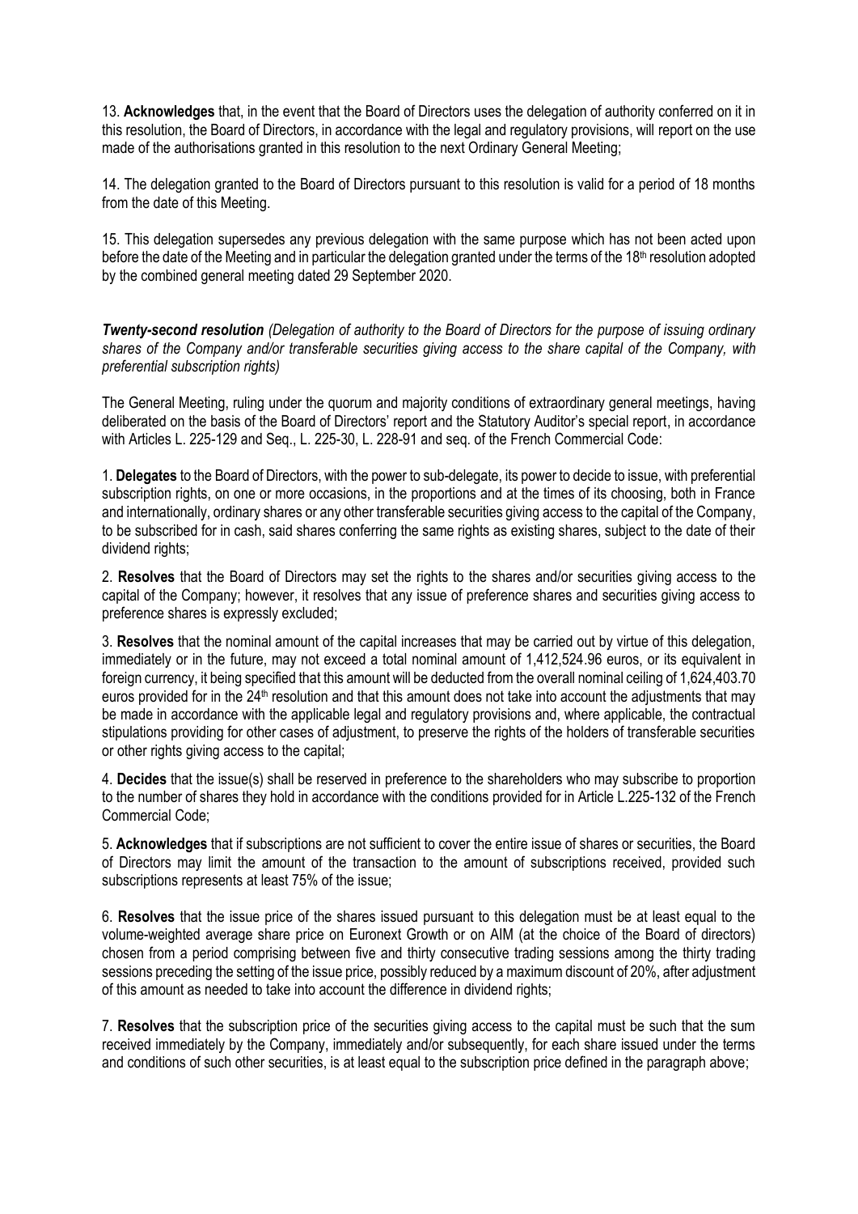13. **Acknowledges** that, in the event that the Board of Directors uses the delegation of authority conferred on it in this resolution, the Board of Directors, in accordance with the legal and regulatory provisions, will report on the use made of the authorisations granted in this resolution to the next Ordinary General Meeting;

14. The delegation granted to the Board of Directors pursuant to this resolution is valid for a period of 18 months from the date of this Meeting.

15. This delegation supersedes any previous delegation with the same purpose which has not been acted upon before the date of the Meeting and in particular the delegation granted under the terms of the 18th resolution adopted by the combined general meeting dated 29 September 2020.

***Twenty-second resolution*** *(Delegation of authority to the Board of Directors for the purpose of issuing ordinary shares of the Company and/or transferable securities giving access to the share capital of the Company, with preferential subscription rights)*

The General Meeting, ruling under the quorum and majority conditions of extraordinary general meetings, having deliberated on the basis of the Board of Directors' report and the Statutory Auditor's special report, in accordance with Articles L. 225-129 and Seq., L. 225-30, L. 228-91 and seq. of the French Commercial Code:

1. **Delegates** to the Board of Directors, with the power to sub-delegate, its power to decide to issue, with preferential subscription rights, on one or more occasions, in the proportions and at the times of its choosing, both in France and internationally, ordinary shares or any other transferable securities giving access to the capital of the Company, to be subscribed for in cash, said shares conferring the same rights as existing shares, subject to the date of their dividend rights;

2. **Resolves** that the Board of Directors may set the rights to the shares and/or securities giving access to the capital of the Company; however, it resolves that any issue of preference shares and securities giving access to preference shares is expressly excluded;

3. **Resolves** that the nominal amount of the capital increases that may be carried out by virtue of this delegation, immediately or in the future, may not exceed a total nominal amount of 1,412,524.96 euros, or its equivalent in foreign currency, it being specified that this amount will be deducted from the overall nominal ceiling of 1,624,403.70 euros provided for in the 24th resolution and that this amount does not take into account the adjustments that may be made in accordance with the applicable legal and regulatory provisions and, where applicable, the contractual stipulations providing for other cases of adjustment, to preserve the rights of the holders of transferable securities or other rights giving access to the capital;

4. **Decides** that the issue(s) shall be reserved in preference to the shareholders who may subscribe to proportion to the number of shares they hold in accordance with the conditions provided for in Article L.225-132 of the French Commercial Code;

5. **Acknowledges** that if subscriptions are not sufficient to cover the entire issue of shares or securities, the Board of Directors may limit the amount of the transaction to the amount of subscriptions received, provided such subscriptions represents at least 75% of the issue;

6. **Resolves** that the issue price of the shares issued pursuant to this delegation must be at least equal to the volume-weighted average share price on Euronext Growth or on AIM (at the choice of the Board of directors) chosen from a period comprising between five and thirty consecutive trading sessions among the thirty trading sessions preceding the setting of the issue price, possibly reduced by a maximum discount of 20%, after adjustment of this amount as needed to take into account the difference in dividend rights;

7. **Resolves** that the subscription price of the securities giving access to the capital must be such that the sum received immediately by the Company, immediately and/or subsequently, for each share issued under the terms and conditions of such other securities, is at least equal to the subscription price defined in the paragraph above;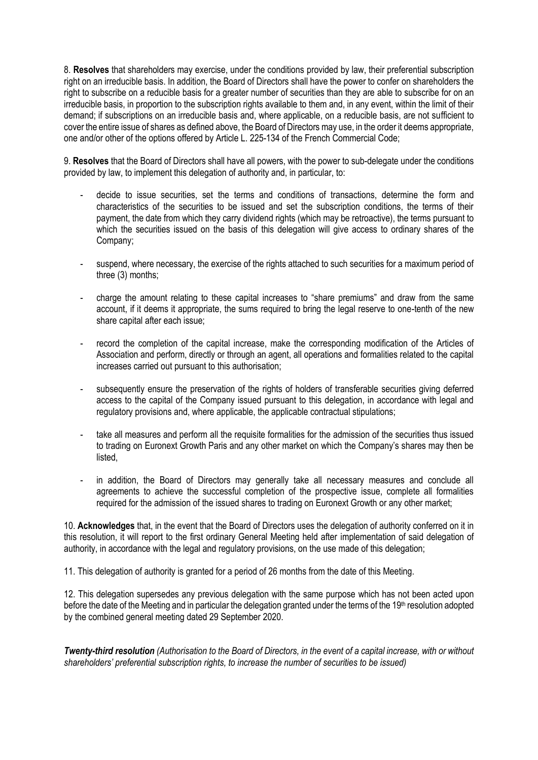8. **Resolves** that shareholders may exercise, under the conditions provided by law, their preferential subscription right on an irreducible basis. In addition, the Board of Directors shall have the power to confer on shareholders the right to subscribe on a reducible basis for a greater number of securities than they are able to subscribe for on an irreducible basis, in proportion to the subscription rights available to them and, in any event, within the limit of their demand; if subscriptions on an irreducible basis and, where applicable, on a reducible basis, are not sufficient to cover the entire issue of shares as defined above, the Board of Directors may use, in the order it deems appropriate, one and/or other of the options offered by Article L. 225-134 of the French Commercial Code;

9. **Resolves** that the Board of Directors shall have all powers, with the power to sub-delegate under the conditions provided by law, to implement this delegation of authority and, in particular, to:

- decide to issue securities, set the terms and conditions of transactions, determine the form and characteristics of the securities to be issued and set the subscription conditions, the terms of their payment, the date from which they carry dividend rights (which may be retroactive), the terms pursuant to which the securities issued on the basis of this delegation will give access to ordinary shares of the Company;
- suspend, where necessary, the exercise of the rights attached to such securities for a maximum period of three (3) months;
- charge the amount relating to these capital increases to "share premiums" and draw from the same account, if it deems it appropriate, the sums required to bring the legal reserve to one-tenth of the new share capital after each issue;
- record the completion of the capital increase, make the corresponding modification of the Articles of Association and perform, directly or through an agent, all operations and formalities related to the capital increases carried out pursuant to this authorisation;
- subsequently ensure the preservation of the rights of holders of transferable securities giving deferred access to the capital of the Company issued pursuant to this delegation, in accordance with legal and regulatory provisions and, where applicable, the applicable contractual stipulations;
- take all measures and perform all the requisite formalities for the admission of the securities thus issued to trading on Euronext Growth Paris and any other market on which the Company's shares may then be listed,
- in addition, the Board of Directors may generally take all necessary measures and conclude all agreements to achieve the successful completion of the prospective issue, complete all formalities required for the admission of the issued shares to trading on Euronext Growth or any other market;

10. **Acknowledges** that, in the event that the Board of Directors uses the delegation of authority conferred on it in this resolution, it will report to the first ordinary General Meeting held after implementation of said delegation of authority, in accordance with the legal and regulatory provisions, on the use made of this delegation;

11. This delegation of authority is granted for a period of 26 months from the date of this Meeting.

12. This delegation supersedes any previous delegation with the same purpose which has not been acted upon before the date of the Meeting and in particular the delegation granted under the terms of the 19th resolution adopted by the combined general meeting dated 29 September 2020.

***Twenty-third resolution*** *(Authorisation to the Board of Directors, in the event of a capital increase, with or without shareholders' preferential subscription rights, to increase the number of securities to be issued)*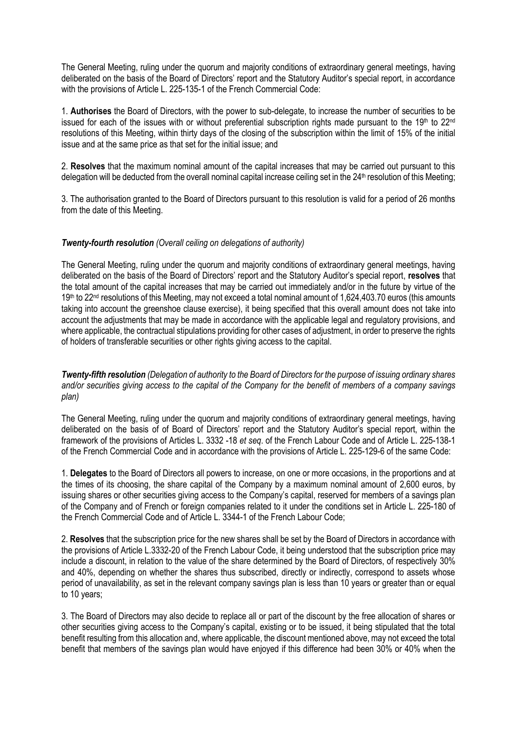The General Meeting, ruling under the quorum and majority conditions of extraordinary general meetings, having deliberated on the basis of the Board of Directors' report and the Statutory Auditor's special report, in accordance with the provisions of Article L. 225-135-1 of the French Commercial Code:

1. **Authorises** the Board of Directors, with the power to sub-delegate, to increase the number of securities to be issued for each of the issues with or without preferential subscription rights made pursuant to the 19th to 22nd resolutions of this Meeting, within thirty days of the closing of the subscription within the limit of 15% of the initial issue and at the same price as that set for the initial issue; and

2. **Resolves** that the maximum nominal amount of the capital increases that may be carried out pursuant to this delegation will be deducted from the overall nominal capital increase ceiling set in the 24th resolution of this Meeting;

3. The authorisation granted to the Board of Directors pursuant to this resolution is valid for a period of 26 months from the date of this Meeting.

***Twenty-fourth resolution*** *(Overall ceiling on delegations of authority)*

The General Meeting, ruling under the quorum and majority conditions of extraordinary general meetings, having deliberated on the basis of the Board of Directors' report and the Statutory Auditor's special report, **resolves** that the total amount of the capital increases that may be carried out immediately and/or in the future by virtue of the 19th to 22nd resolutions of this Meeting, may not exceed a total nominal amount of 1,624,403.70 euros (this amounts taking into account the greenshoe clause exercise), it being specified that this overall amount does not take into account the adjustments that may be made in accordance with the applicable legal and regulatory provisions, and where applicable, the contractual stipulations providing for other cases of adjustment, in order to preserve the rights of holders of transferable securities or other rights giving access to the capital.

***Twenty-fifth resolution*** *(Delegation of authority to the Board of Directors for the purpose of issuing ordinary shares and/or securities giving access to the capital of the Company for the benefit of members of a company savings plan)*

The General Meeting, ruling under the quorum and majority conditions of extraordinary general meetings, having deliberated on the basis of of Board of Directors' report and the Statutory Auditor's special report, within the framework of the provisions of Articles L. 3332 -18 *et seq*. of the French Labour Code and of Article L. 225-138-1 of the French Commercial Code and in accordance with the provisions of Article L. 225-129-6 of the same Code:

1. **Delegates** to the Board of Directors all powers to increase, on one or more occasions, in the proportions and at the times of its choosing, the share capital of the Company by a maximum nominal amount of 2,600 euros, by issuing shares or other securities giving access to the Company's capital, reserved for members of a savings plan of the Company and of French or foreign companies related to it under the conditions set in Article L. 225-180 of the French Commercial Code and of Article L. 3344-1 of the French Labour Code;

2. **Resolves** that the subscription price for the new shares shall be set by the Board of Directors in accordance with the provisions of Article L.3332-20 of the French Labour Code, it being understood that the subscription price may include a discount, in relation to the value of the share determined by the Board of Directors, of respectively 30% and 40%, depending on whether the shares thus subscribed, directly or indirectly, correspond to assets whose period of unavailability, as set in the relevant company savings plan is less than 10 years or greater than or equal to 10 years;

3. The Board of Directors may also decide to replace all or part of the discount by the free allocation of shares or other securities giving access to the Company's capital, existing or to be issued, it being stipulated that the total benefit resulting from this allocation and, where applicable, the discount mentioned above, may not exceed the total benefit that members of the savings plan would have enjoyed if this difference had been 30% or 40% when the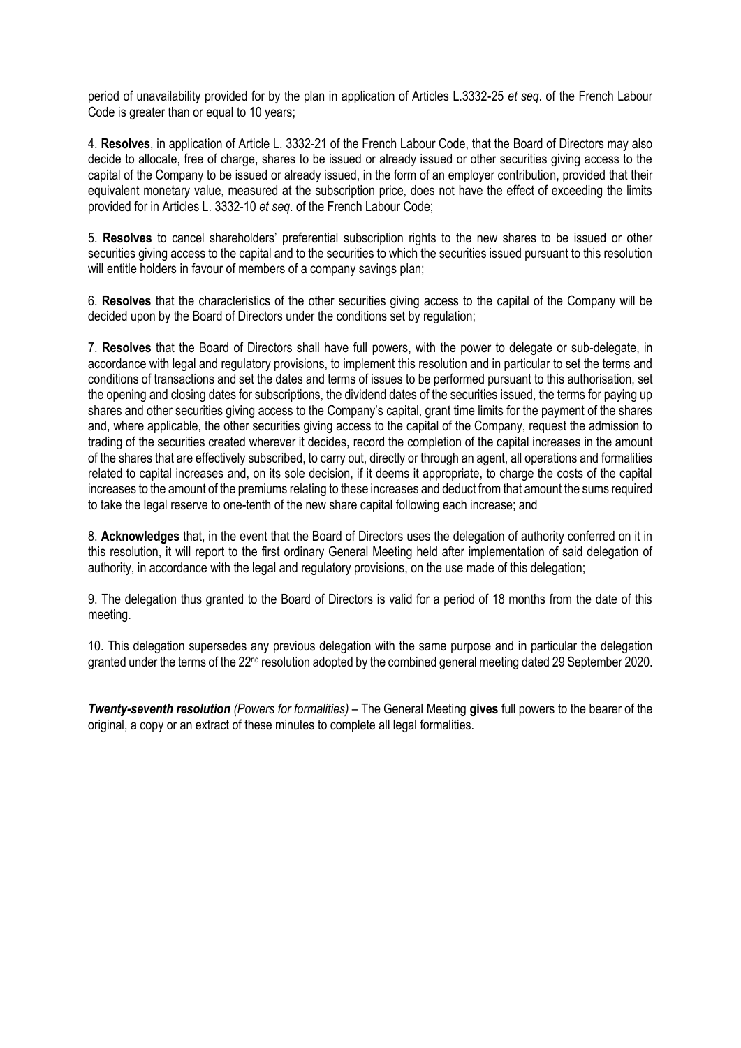period of unavailability provided for by the plan in application of Articles L.3332-25 *et seq*. of the French Labour Code is greater than or equal to 10 years;

4. **Resolves**, in application of Article L. 3332-21 of the French Labour Code, that the Board of Directors may also decide to allocate, free of charge, shares to be issued or already issued or other securities giving access to the capital of the Company to be issued or already issued, in the form of an employer contribution, provided that their equivalent monetary value, measured at the subscription price, does not have the effect of exceeding the limits provided for in Articles L. 3332-10 *et seq*. of the French Labour Code;

5. **Resolves** to cancel shareholders' preferential subscription rights to the new shares to be issued or other securities giving access to the capital and to the securities to which the securities issued pursuant to this resolution will entitle holders in favour of members of a company savings plan;

6. **Resolves** that the characteristics of the other securities giving access to the capital of the Company will be decided upon by the Board of Directors under the conditions set by regulation;

7. **Resolves** that the Board of Directors shall have full powers, with the power to delegate or sub-delegate, in accordance with legal and regulatory provisions, to implement this resolution and in particular to set the terms and conditions of transactions and set the dates and terms of issues to be performed pursuant to this authorisation, set the opening and closing dates for subscriptions, the dividend dates of the securities issued, the terms for paying up shares and other securities giving access to the Company's capital, grant time limits for the payment of the shares and, where applicable, the other securities giving access to the capital of the Company, request the admission to trading of the securities created wherever it decides, record the completion of the capital increases in the amount of the shares that are effectively subscribed, to carry out, directly or through an agent, all operations and formalities related to capital increases and, on its sole decision, if it deems it appropriate, to charge the costs of the capital increases to the amount of the premiums relating to these increases and deduct from that amount the sums required to take the legal reserve to one-tenth of the new share capital following each increase; and

8. **Acknowledges** that, in the event that the Board of Directors uses the delegation of authority conferred on it in this resolution, it will report to the first ordinary General Meeting held after implementation of said delegation of authority, in accordance with the legal and regulatory provisions, on the use made of this delegation;

9. The delegation thus granted to the Board of Directors is valid for a period of 18 months from the date of this meeting.

10. This delegation supersedes any previous delegation with the same purpose and in particular the delegation granted under the terms of the 22nd resolution adopted by the combined general meeting dated 29 September 2020.

***Twenty-seventh resolution*** *(Powers for formalities)* – The General Meeting **gives** full powers to the bearer of the original, a copy or an extract of these minutes to complete all legal formalities.